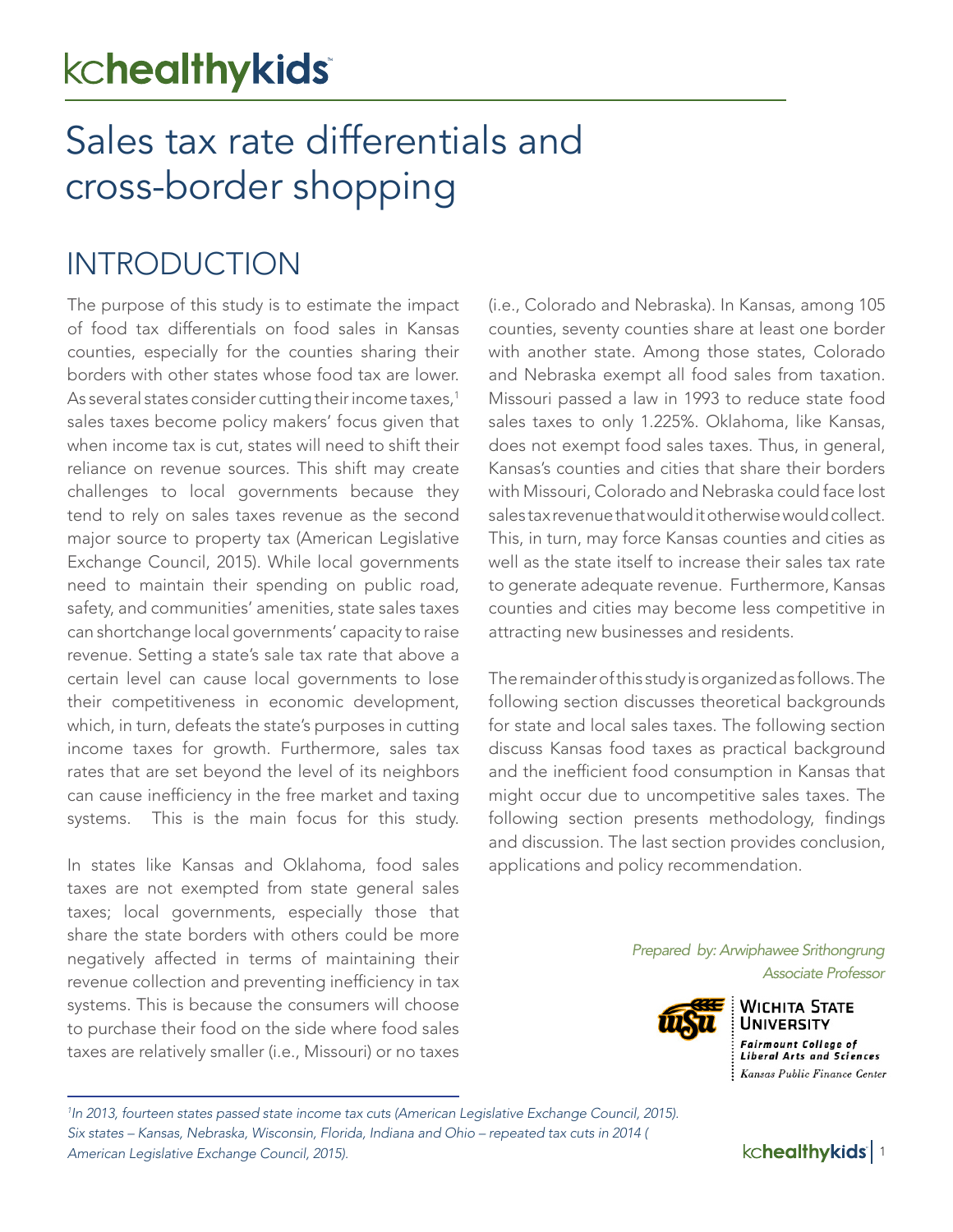# Sales tax rate differentials and cross-border shopping

## INTRODUCTION

The purpose of this study is to estimate the impact of food tax differentials on food sales in Kansas counties, especially for the counties sharing their borders with other states whose food tax are lower. As several states consider cutting their income taxes,[1] sales taxes become policy makers' focus given that when income tax is cut, states will need to shift their reliance on revenue sources. This shift may create challenges to local governments because they tend to rely on sales taxes revenue as the second major source to property tax (American Legislative Exchange Council, 2015). While local governments need to maintain their spending on public road, safety, and communities' amenities, state sales taxes can shortchange local governments' capacity to raise revenue. Setting a state's sale tax rate that above a certain level can cause local governments to lose their competitiveness in economic development, which, in turn, defeats the state's purposes in cutting income taxes for growth. Furthermore, sales tax rates that are set beyond the level of its neighbors can cause inefficiency in the free market and taxing systems. This is the main focus for this study.

In states like Kansas and Oklahoma, food sales taxes are not exempted from state general sales taxes; local governments, especially those that share the state borders with others could be more negatively affected in terms of maintaining their revenue collection and preventing inefficiency in tax systems. This is because the consumers will choose to purchase their food on the side where food sales taxes are relatively smaller (i.e., Missouri) or no taxes (i.e., Colorado and Nebraska). In Kansas, among 105 counties, seventy counties share at least one border with another state. Among those states, Colorado and Nebraska exempt all food sales from taxation. Missouri passed a law in 1993 to reduce state food sales taxes to only 1.225%. Oklahoma, like Kansas, does not exempt food sales taxes. Thus, in general, Kansas's counties and cities that share their borders with Missouri, Colorado and Nebraska could face lost sales tax revenue that would it otherwise would collect. This, in turn, may force Kansas counties and cities as well as the state itself to increase their sales tax rate to generate adequate revenue. Furthermore, Kansas counties and cities may become less competitive in attracting new businesses and residents.

The remainder of this study is organized as follows. The following section discusses theoretical backgrounds for state and local sales taxes. The following section discuss Kansas food taxes as practical background and the inefficient food consumption in Kansas that might occur due to uncompetitive sales taxes. The following section presents methodology, findings and discussion. The last section provides conclusion, applications and policy recommendation.

*Prepared by: Arwiphawee Srithongrung*
*Associate Professor*

Wichita State University
Fairmount College of Liberal Arts and Sciences
Kansas Public Finance Center

---

*[1] In 2013, fourteen states passed state income tax cuts (American Legislative Exchange Council, 2015). Six states – Kansas, Nebraska, Wisconsin, Florida, Indiana and Ohio – repeated tax cuts in 2014 ( American Legislative Exchange Council, 2015).*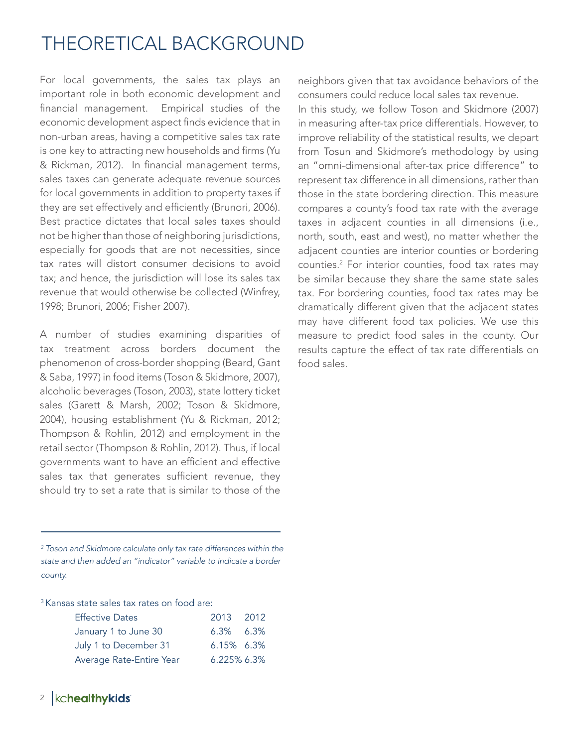# THEORETICAL BACKGROUND

For local governments, the sales tax plays an important role in both economic development and financial management. Empirical studies of the economic development aspect finds evidence that in non-urban areas, having a competitive sales tax rate is one key to attracting new households and firms (Yu & Rickman, 2012). In financial management terms, sales taxes can generate adequate revenue sources for local governments in addition to property taxes if they are set effectively and efficiently (Brunori, 2006). Best practice dictates that local sales taxes should not be higher than those of neighboring jurisdictions, especially for goods that are not necessities, since tax rates will distort consumer decisions to avoid tax; and hence, the jurisdiction will lose its sales tax revenue that would otherwise be collected (Winfrey, 1998; Brunori, 2006; Fisher 2007).

A number of studies examining disparities of tax treatment across borders document the phenomenon of cross-border shopping (Beard, Gant & Saba, 1997) in food items (Toson & Skidmore, 2007), alcoholic beverages (Toson, 2003), state lottery ticket sales (Garett & Marsh, 2002; Toson & Skidmore, 2004), housing establishment (Yu & Rickman, 2012; Thompson & Rohlin, 2012) and employment in the retail sector (Thompson & Rohlin, 2012). Thus, if local governments want to have an efficient and effective sales tax that generates sufficient revenue, they should try to set a rate that is similar to those of the neighbors given that tax avoidance behaviors of the consumers could reduce local sales tax revenue.

In this study, we follow Toson and Skidmore (2007) in measuring after-tax price differentials. However, to improve reliability of the statistical results, we depart from Tosun and Skidmore's methodology by using an "omni-dimensional after-tax price difference" to represent tax difference in all dimensions, rather than those in the state bordering direction. This measure compares a county's food tax rate with the average taxes in adjacent counties in all dimensions (i.e., north, south, east and west), no matter whether the adjacent counties are interior counties or bordering counties.[2] For interior counties, food tax rates may be similar because they share the same state sales tax. For bordering counties, food tax rates may be dramatically different given that the adjacent states may have different food tax policies. We use this measure to predict food sales in the county. Our results capture the effect of tax rate differentials on food sales.

---

*[2] Toson and Skidmore calculate only tax rate differences within the state and then added an "indicator" variable to indicate a border county.*

[3] Kansas state sales tax rates on food are:

| Effective Dates | 2013 | 2012 |
|---|---|---|
| January 1 to June 30 | 6.3% | 6.3% |
| July 1 to December 31 | 6.15% | 6.3% |
| Average Rate-Entire Year | 6.225% | 6.3% |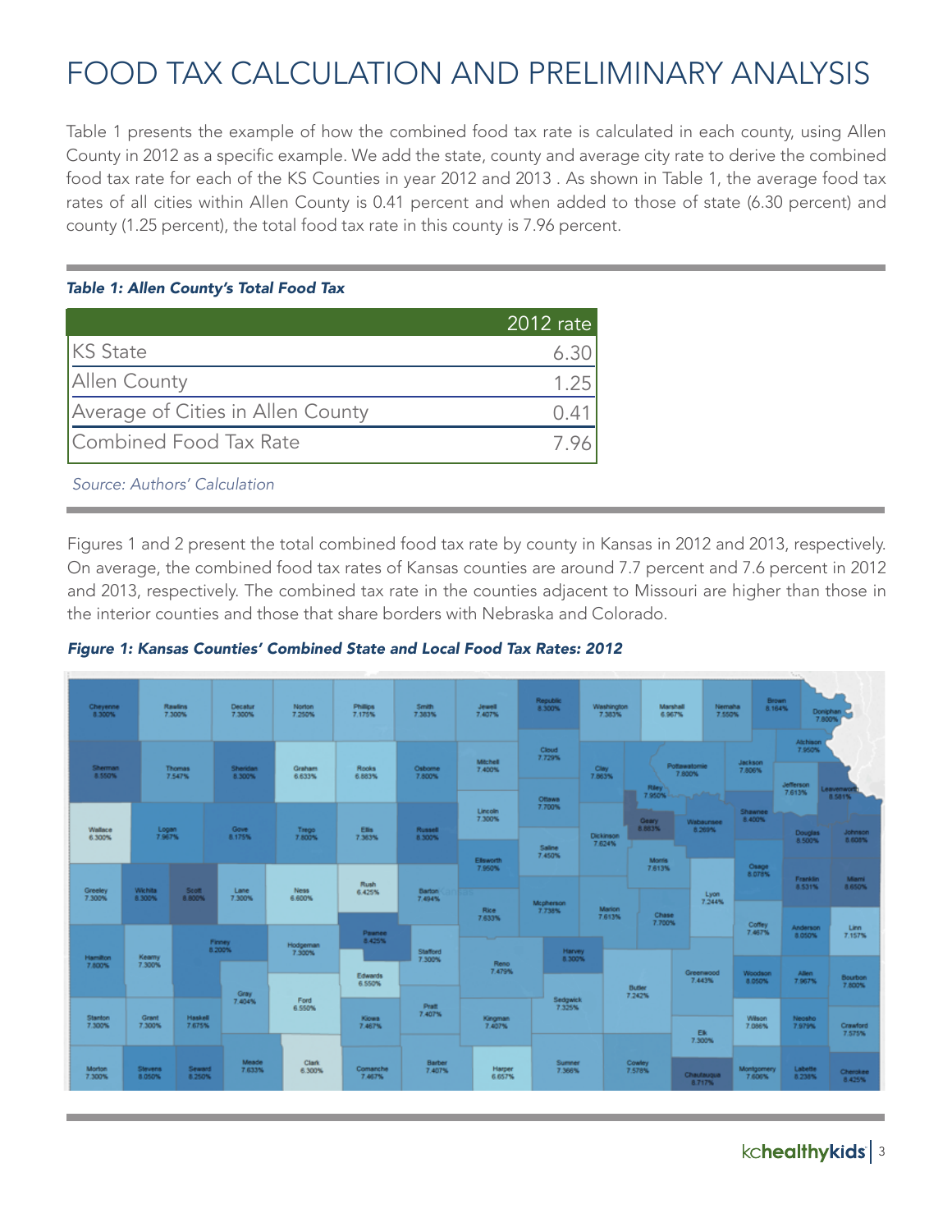# FOOD TAX CALCULATION AND PRELIMINARY ANALYSIS

Table 1 presents the example of how the combined food tax rate is calculated in each county, using Allen County in 2012 as a specific example. We add the state, county and average city rate to derive the combined food tax rate for each of the KS Counties in year 2012 and 2013 . As shown in Table 1, the average food tax rates of all cities within Allen County is 0.41 percent and when added to those of state (6.30 percent) and county (1.25 percent), the total food tax rate in this county is 7.96 percent.

***Table 1: Allen County's Total Food Tax***

| | 2012 rate |
|---|---|
| KS State | 6.30 |
| Allen County | 1.25 |
| Average of Cities in Allen County | 0.41 |
| Combined Food Tax Rate | 7.96 |

*Source: Authors' Calculation*

Figures 1 and 2 present the total combined food tax rate by county in Kansas in 2012 and 2013, respectively. On average, the combined food tax rates of Kansas counties are around 7.7 percent and 7.6 percent in 2012 and 2013, respectively. The combined tax rate in the counties adjacent to Missouri are higher than those in the interior counties and those that share borders with Nebraska and Colorado.

***Figure 1: Kansas Counties' Combined State and Local Food Tax Rates: 2012***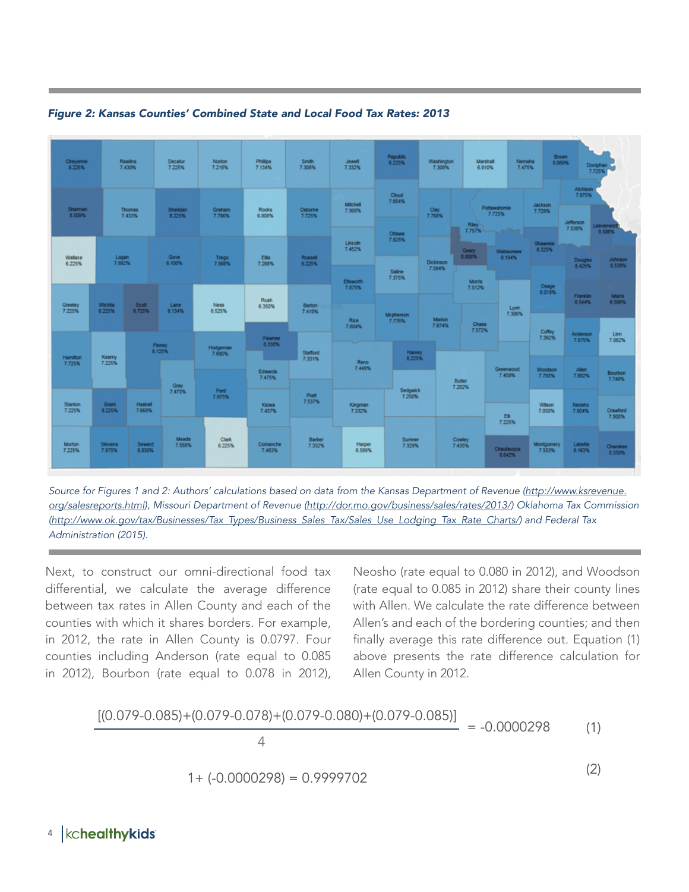*Figure 2: Kansas Counties' Combined State and Local Food Tax Rates: 2013*

*Source for Figures 1 and 2: Authors' calculations based on data from the Kansas Department of Revenue (http://www.ksrevenue.org/salesreports.html), Missouri Department of Revenue (http://dor.mo.gov/business/sales/rates/2013/) Oklahoma Tax Commission (http://www.ok.gov/tax/Businesses/Tax_Types/Business_Sales_Tax/Sales_Use_Lodging_Tax_Rate_Charts/) and Federal Tax Administration (2015).*

Next, to construct our omni-directional food tax differential, we calculate the average difference between tax rates in Allen County and each of the counties with which it shares borders. For example, in 2012, the rate in Allen County is 0.0797. Four counties including Anderson (rate equal to 0.085 in 2012), Bourbon (rate equal to 0.078 in 2012), Neosho (rate equal to 0.080 in 2012), and Woodson (rate equal to 0.085 in 2012) share their county lines with Allen. We calculate the rate difference between Allen's and each of the bordering counties; and then finally average this rate difference out. Equation (1) above presents the rate difference calculation for Allen County in 2012.

$$\frac{[(0.079-0.085)+(0.079-0.078)+(0.079-0.080)+(0.079-0.085)]}{4} = -0.0000298 \quad (1)$$

$$1+(-0.0000298) = 0.9999702 \quad (2)$$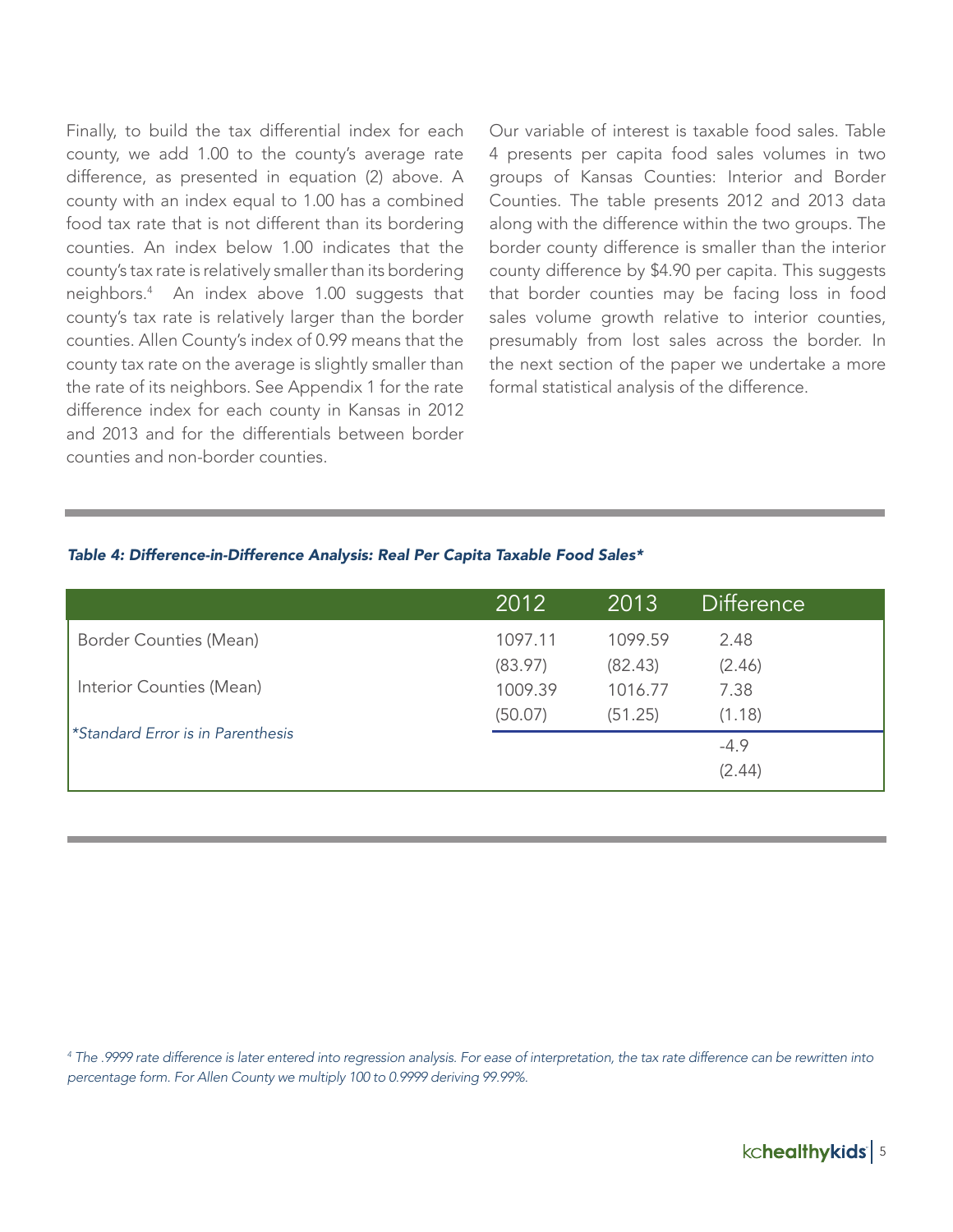Finally, to build the tax differential index for each county, we add 1.00 to the county's average rate difference, as presented in equation (2) above. A county with an index equal to 1.00 has a combined food tax rate that is not different than its bordering counties. An index below 1.00 indicates that the county's tax rate is relatively smaller than its bordering neighbors.[4] An index above 1.00 suggests that county's tax rate is relatively larger than the border counties. Allen County's index of 0.99 means that the county tax rate on the average is slightly smaller than the rate of its neighbors. See Appendix 1 for the rate difference index for each county in Kansas in 2012 and 2013 and for the differentials between border counties and non-border counties.

Our variable of interest is taxable food sales. Table 4 presents per capita food sales volumes in two groups of Kansas Counties: Interior and Border Counties. The table presents 2012 and 2013 data along with the difference within the two groups. The border county difference is smaller than the interior county difference by $4.90 per capita. This suggests that border counties may be facing loss in food sales volume growth relative to interior counties, presumably from lost sales across the border. In the next section of the paper we undertake a more formal statistical analysis of the difference.

***Table 4: Difference-in-Difference Analysis: Real Per Capita Taxable Food Sales****

| | 2012 | 2013 | Difference |
|---|---|---|---|
| Border Counties (Mean) | 1097.11 | 1099.59 | 2.48 |
| | (83.97) | (82.43) | (2.46) |
| Interior Counties (Mean) | 1009.39 | 1016.77 | 7.38 |
| | (50.07) | (51.25) | (1.18) |
| *\*Standard Error is in Parenthesis* | | | -4.9 |
| | | | (2.44) |

[4] *The .9999 rate difference is later entered into regression analysis. For ease of interpretation, the tax rate difference can be rewritten into percentage form. For Allen County we multiply 100 to 0.9999 deriving 99.99%.*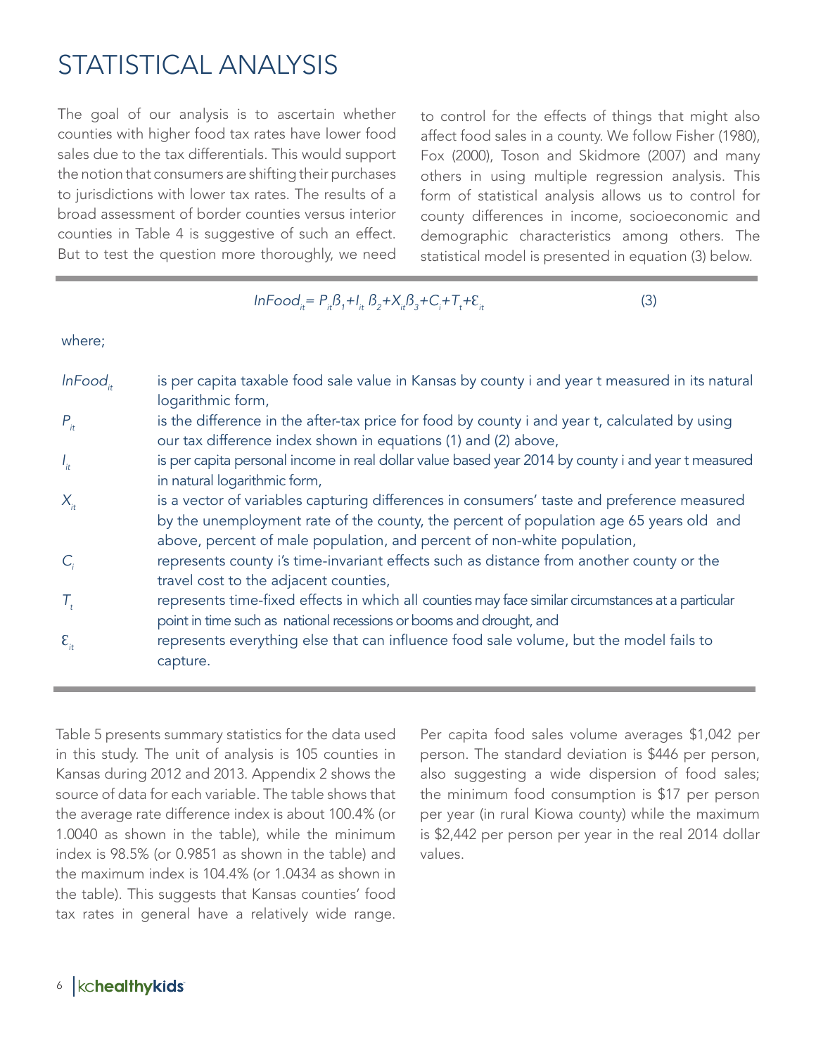# STATISTICAL ANALYSIS

The goal of our analysis is to ascertain whether counties with higher food tax rates have lower food sales due to the tax differentials. This would support the notion that consumers are shifting their purchases to jurisdictions with lower tax rates. The results of a broad assessment of border counties versus interior counties in Table 4 is suggestive of such an effect. But to test the question more thoroughly, we need to control for the effects of things that might also affect food sales in a county. We follow Fisher (1980), Fox (2000), Toson and Skidmore (2007) and many others in using multiple regression analysis. This form of statistical analysis allows us to control for county differences in income, socioeconomic and demographic characteristics among others. The statistical model is presented in equation (3) below.

$$lnFood_{it} = P_{it}\beta_1 + I_{it}\,\beta_2 + X_{it}\beta_3 + C_i + T_t + \varepsilon_{it} \tag{3}$$

where;

| | |
|---|---|
| $lnFood_{it}$ | is per capita taxable food sale value in Kansas by county i and year t measured in its natural logarithmic form, |
| $P_{it}$ | is the difference in the after-tax price for food by county i and year t, calculated by using our tax difference index shown in equations (1) and (2) above, |
| $I_{it}$ | is per capita personal income in real dollar value based year 2014 by county i and year t measured in natural logarithmic form, |
| $X_{it}$ | is a vector of variables capturing differences in consumers' taste and preference measured by the unemployment rate of the county, the percent of population age 65 years old and above, percent of male population, and percent of non-white population, |
| $C_i$ | represents county i's time-invariant effects such as distance from another county or the travel cost to the adjacent counties, |
| $T_t$ | represents time-fixed effects in which all counties may face similar circumstances at a particular point in time such as national recessions or booms and drought, and |
| $\varepsilon_{it}$ | represents everything else that can influence food sale volume, but the model fails to capture. |

Table 5 presents summary statistics for the data used in this study. The unit of analysis is 105 counties in Kansas during 2012 and 2013. Appendix 2 shows the source of data for each variable. The table shows that the average rate difference index is about 100.4% (or 1.0040 as shown in the table), while the minimum index is 98.5% (or 0.9851 as shown in the table) and the maximum index is 104.4% (or 1.0434 as shown in the table). This suggests that Kansas counties' food tax rates in general have a relatively wide range. Per capita food sales volume averages $1,042 per person. The standard deviation is $446 per person, also suggesting a wide dispersion of food sales; the minimum food consumption is $17 per person per year (in rural Kiowa county) while the maximum is $2,442 per person per year in the real 2014 dollar values.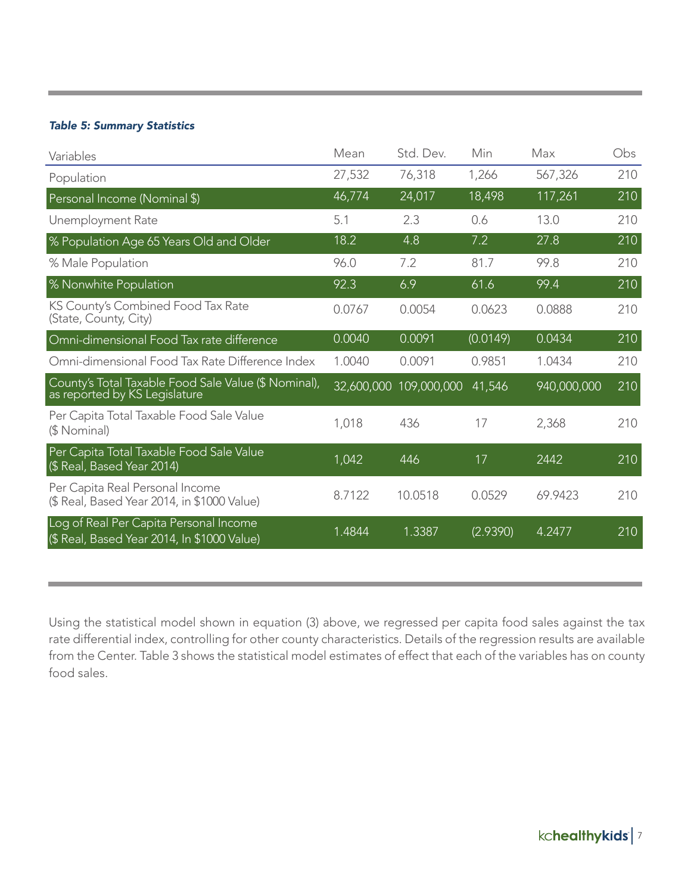*Table 5: Summary Statistics*

| Variables | Mean | Std. Dev. | Min | Max | Obs |
|---|---|---|---|---|---|
| Population | 27,532 | 76,318 | 1,266 | 567,326 | 210 |
| Personal Income (Nominal $) | 46,774 | 24,017 | 18,498 | 117,261 | 210 |
| Unemployment Rate | 5.1 | 2.3 | 0.6 | 13.0 | 210 |
| % Population Age 65 Years Old and Older | 18.2 | 4.8 | 7.2 | 27.8 | 210 |
| % Male Population | 96.0 | 7.2 | 81.7 | 99.8 | 210 |
| % Nonwhite Population | 92.3 | 6.9 | 61.6 | 99.4 | 210 |
| KS County's Combined Food Tax Rate (State, County, City) | 0.0767 | 0.0054 | 0.0623 | 0.0888 | 210 |
| Omni-dimensional Food Tax rate difference | 0.0040 | 0.0091 | (0.0149) | 0.0434 | 210 |
| Omni-dimensional Food Tax Rate Difference Index | 1.0040 | 0.0091 | 0.9851 | 1.0434 | 210 |
| County's Total Taxable Food Sale Value ($ Nominal), as reported by KS Legislature | 32,600,000 | 109,000,000 | 41,546 | 940,000,000 | 210 |
| Per Capita Total Taxable Food Sale Value ($ Nominal) | 1,018 | 436 | 17 | 2,368 | 210 |
| Per Capita Total Taxable Food Sale Value ($ Real, Based Year 2014) | 1,042 | 446 | 17 | 2442 | 210 |
| Per Capita Real Personal Income ($ Real, Based Year 2014, in $1000 Value) | 8.7122 | 10.0518 | 0.0529 | 69.9423 | 210 |
| Log of Real Per Capita Personal Income ($ Real, Based Year 2014, In $1000 Value) | 1.4844 | 1.3387 | (2.9390) | 4.2477 | 210 |

Using the statistical model shown in equation (3) above, we regressed per capita food sales against the tax rate differential index, controlling for other county characteristics. Details of the regression results are available from the Center. Table 3 shows the statistical model estimates of effect that each of the variables has on county food sales.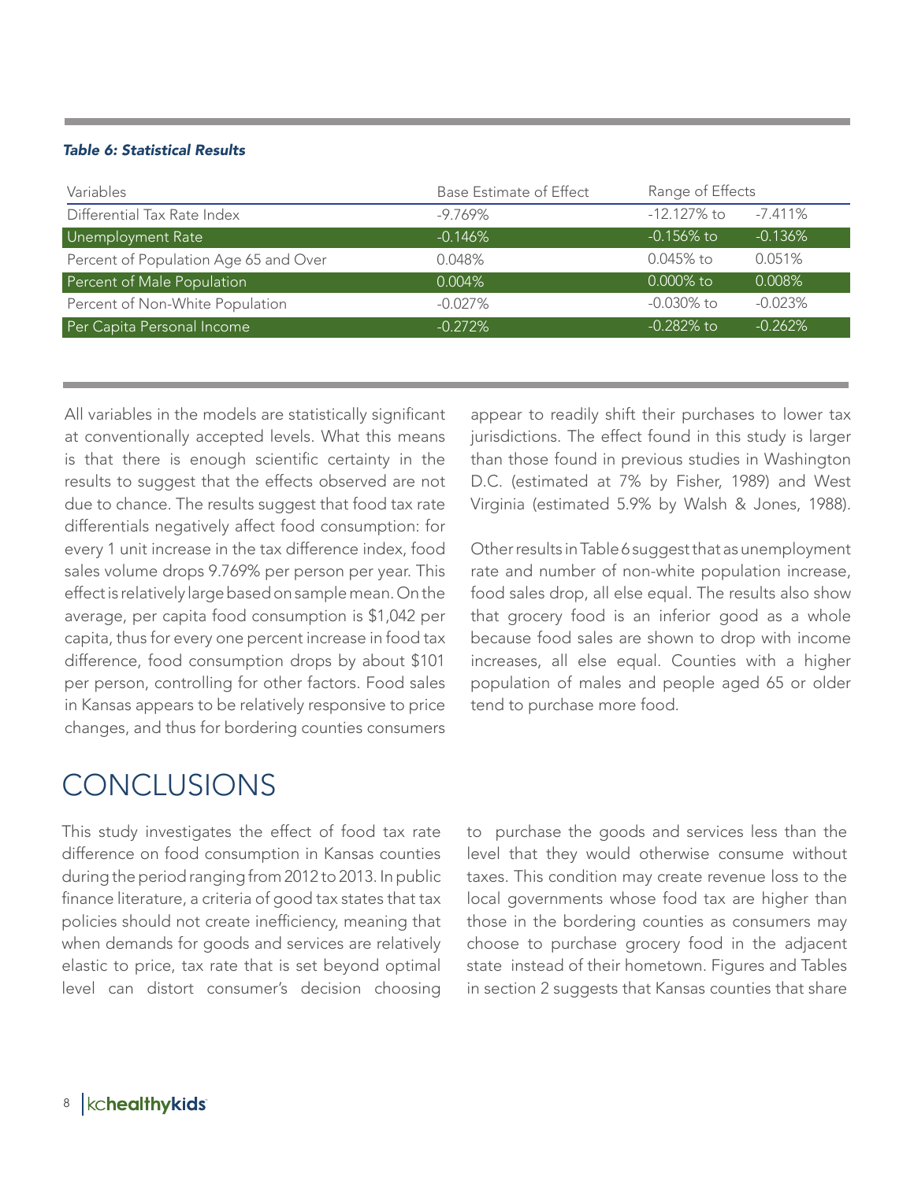***Table 6: Statistical Results***

| Variables | Base Estimate of Effect | Range of Effects | |
|---|---|---|---|
| Differential Tax Rate Index | -9.769% | -12.127% to | -7.411% |
| Unemployment Rate | -0.146% | -0.156% to | -0.136% |
| Percent of Population Age 65 and Over | 0.048% | 0.045% to | 0.051% |
| Percent of Male Population | 0.004% | 0.000% to | 0.008% |
| Percent of Non-White Population | -0.027% | -0.030% to | -0.023% |
| Per Capita Personal Income | -0.272% | -0.282% to | -0.262% |

All variables in the models are statistically significant at conventionally accepted levels. What this means is that there is enough scientific certainty in the results to suggest that the effects observed are not due to chance. The results suggest that food tax rate differentials negatively affect food consumption: for every 1 unit increase in the tax difference index, food sales volume drops 9.769% per person per year. This effect is relatively large based on sample mean. On the average, per capita food consumption is $1,042 per capita, thus for every one percent increase in food tax difference, food consumption drops by about $101 per person, controlling for other factors. Food sales in Kansas appears to be relatively responsive to price changes, and thus for bordering counties consumers appear to readily shift their purchases to lower tax jurisdictions. The effect found in this study is larger than those found in previous studies in Washington D.C. (estimated at 7% by Fisher, 1989) and West Virginia (estimated 5.9% by Walsh & Jones, 1988).

Other results in Table 6 suggest that as unemployment rate and number of non-white population increase, food sales drop, all else equal. The results also show that grocery food is an inferior good as a whole because food sales are shown to drop with income increases, all else equal. Counties with a higher population of males and people aged 65 or older tend to purchase more food.

# CONCLUSIONS

This study investigates the effect of food tax rate difference on food consumption in Kansas counties during the period ranging from 2012 to 2013. In public finance literature, a criteria of good tax states that tax policies should not create inefficiency, meaning that when demands for goods and services are relatively elastic to price, tax rate that is set beyond optimal level can distort consumer's decision choosing to purchase the goods and services less than the level that they would otherwise consume without taxes. This condition may create revenue loss to the local governments whose food tax are higher than those in the bordering counties as consumers may choose to purchase grocery food in the adjacent state instead of their hometown. Figures and Tables in section 2 suggests that Kansas counties that share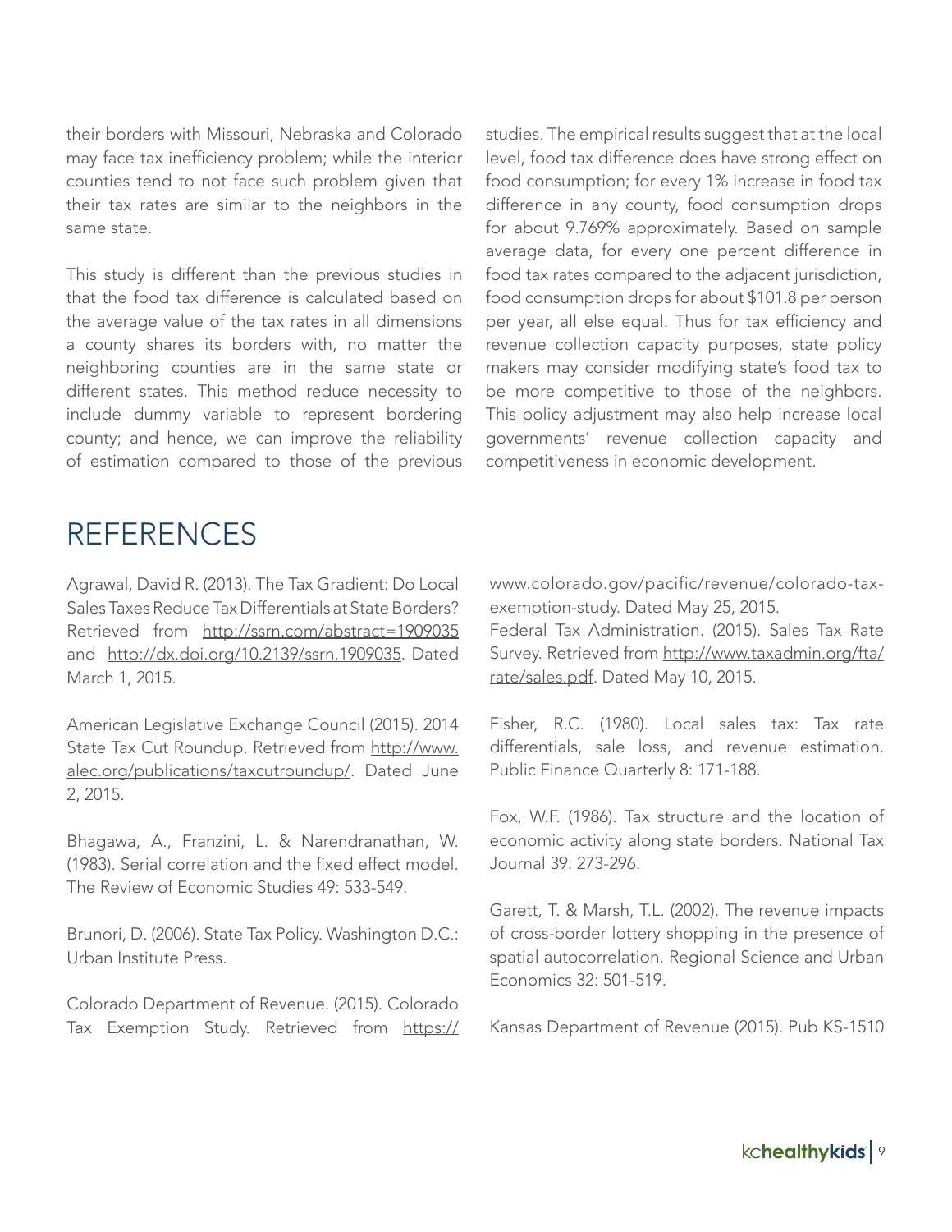their borders with Missouri, Nebraska and Colorado may face tax inefficiency problem; while the interior counties tend to not face such problem given that their tax rates are similar to the neighbors in the same state.

This study is different than the previous studies in that the food tax difference is calculated based on the average value of the tax rates in all dimensions a county shares its borders with, no matter the neighboring counties are in the same state or different states. This method reduce necessity to include dummy variable to represent bordering county; and hence, we can improve the reliability of estimation compared to those of the previous studies. The empirical results suggest that at the local level, food tax difference does have strong effect on food consumption; for every 1% increase in food tax difference in any county, food consumption drops for about 9.769% approximately. Based on sample average data, for every one percent difference in food tax rates compared to the adjacent jurisdiction, food consumption drops for about $101.8 per person per year, all else equal. Thus for tax efficiency and revenue collection capacity purposes, state policy makers may consider modifying state's food tax to be more competitive to those of the neighbors. This policy adjustment may also help increase local governments' revenue collection capacity and competitiveness in economic development.

# REFERENCES

Agrawal, David R. (2013). The Tax Gradient: Do Local Sales Taxes Reduce Tax Differentials at State Borders? Retrieved from http://ssrn.com/abstract=1909035 and http://dx.doi.org/10.2139/ssrn.1909035. Dated March 1, 2015.

American Legislative Exchange Council (2015). 2014 State Tax Cut Roundup. Retrieved from http://www.alec.org/publications/taxcutroundup/. Dated June 2, 2015.

Bhagawa, A., Franzini, L. & Narendranathan, W. (1983). Serial correlation and the fixed effect model. The Review of Economic Studies 49: 533-549.

Brunori, D. (2006). State Tax Policy. Washington D.C.: Urban Institute Press.

Colorado Department of Revenue. (2015). Colorado Tax Exemption Study. Retrieved from https://www.colorado.gov/pacific/revenue/colorado-tax-exemption-study. Dated May 25, 2015.

Federal Tax Administration. (2015). Sales Tax Rate Survey. Retrieved from http://www.taxadmin.org/fta/rate/sales.pdf. Dated May 10, 2015.

Fisher, R.C. (1980). Local sales tax: Tax rate differentials, sale loss, and revenue estimation. Public Finance Quarterly 8: 171-188.

Fox, W.F. (1986). Tax structure and the location of economic activity along state borders. National Tax Journal 39: 273-296.

Garett, T. & Marsh, T.L. (2002). The revenue impacts of cross-border lottery shopping in the presence of spatial autocorrelation. Regional Science and Urban Economics 32: 501-519.

Kansas Department of Revenue (2015). Pub KS-1510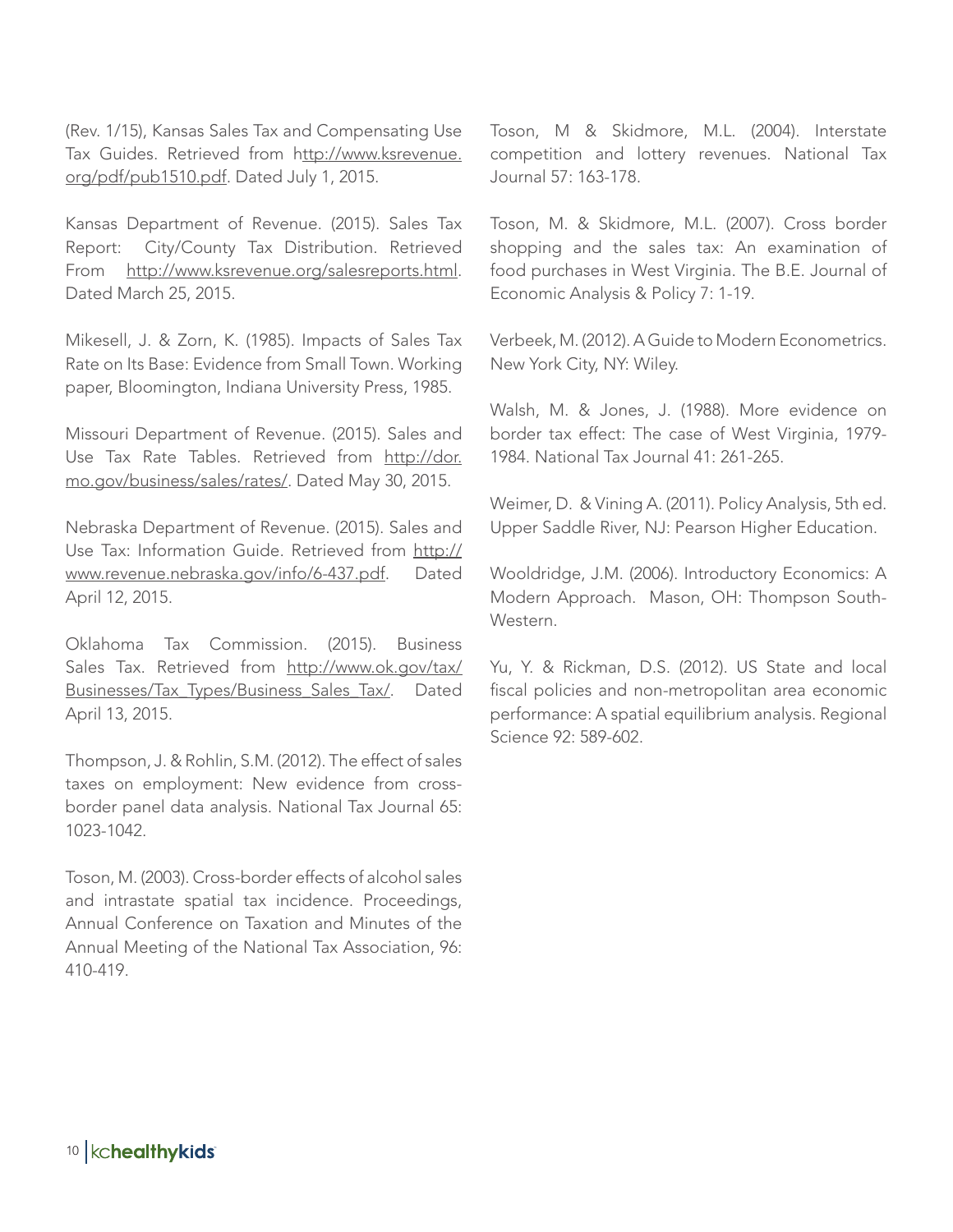(Rev. 1/15), Kansas Sales Tax and Compensating Use Tax Guides. Retrieved from http://www.ksrevenue.org/pdf/pub1510.pdf. Dated July 1, 2015.

Kansas Department of Revenue. (2015). Sales Tax Report: City/County Tax Distribution. Retrieved From http://www.ksrevenue.org/salesreports.html. Dated March 25, 2015.

Mikesell, J. & Zorn, K. (1985). Impacts of Sales Tax Rate on Its Base: Evidence from Small Town. Working paper, Bloomington, Indiana University Press, 1985.

Missouri Department of Revenue. (2015). Sales and Use Tax Rate Tables. Retrieved from http://dor.mo.gov/business/sales/rates/. Dated May 30, 2015.

Nebraska Department of Revenue. (2015). Sales and Use Tax: Information Guide. Retrieved from http://www.revenue.nebraska.gov/info/6-437.pdf. Dated April 12, 2015.

Oklahoma Tax Commission. (2015). Business Sales Tax. Retrieved from http://www.ok.gov/tax/Businesses/Tax_Types/Business_Sales_Tax/. Dated April 13, 2015.

Thompson, J. & Rohlin, S.M. (2012). The effect of sales taxes on employment: New evidence from cross-border panel data analysis. National Tax Journal 65: 1023-1042.

Toson, M. (2003). Cross-border effects of alcohol sales and intrastate spatial tax incidence. Proceedings, Annual Conference on Taxation and Minutes of the Annual Meeting of the National Tax Association, 96: 410-419.

Toson, M & Skidmore, M.L. (2004). Interstate competition and lottery revenues. National Tax Journal 57: 163-178.

Toson, M. & Skidmore, M.L. (2007). Cross border shopping and the sales tax: An examination of food purchases in West Virginia. The B.E. Journal of Economic Analysis & Policy 7: 1-19.

Verbeek, M. (2012). A Guide to Modern Econometrics. New York City, NY: Wiley.

Walsh, M. & Jones, J. (1988). More evidence on border tax effect: The case of West Virginia, 1979-1984. National Tax Journal 41: 261-265.

Weimer, D. & Vining A. (2011). Policy Analysis, 5th ed. Upper Saddle River, NJ: Pearson Higher Education.

Wooldridge, J.M. (2006). Introductory Economics: A Modern Approach. Mason, OH: Thompson South-Western.

Yu, Y. & Rickman, D.S. (2012). US State and local fiscal policies and non-metropolitan area economic performance: A spatial equilibrium analysis. Regional Science 92: 589-602.